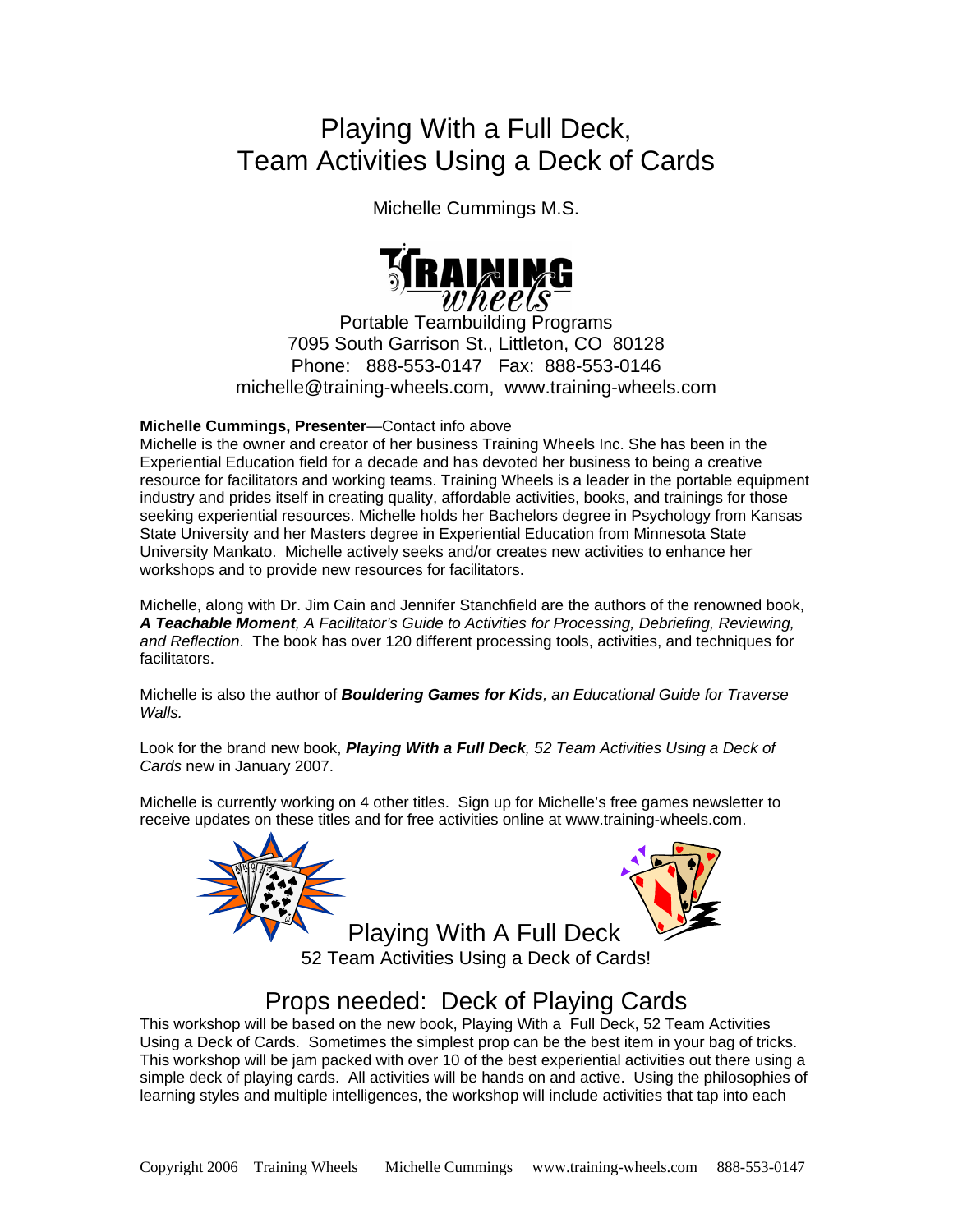# Playing With a Full Deck, Team Activities Using a Deck of Cards

Michelle Cummings M.S.

Portable Teambuilding Programs
7095 South Garrison St., Littleton, CO 80128
Phone: 888-553-0147 Fax: 888-553-0146
michelle@training-wheels.com, www.training-wheels.com

**Michelle Cummings, Presenter**—Contact info above
Michelle is the owner and creator of her business Training Wheels Inc. She has been in the Experiential Education field for a decade and has devoted her business to being a creative resource for facilitators and working teams. Training Wheels is a leader in the portable equipment industry and prides itself in creating quality, affordable activities, books, and trainings for those seeking experiential resources. Michelle holds her Bachelors degree in Psychology from Kansas State University and her Masters degree in Experiential Education from Minnesota State University Mankato. Michelle actively seeks and/or creates new activities to enhance her workshops and to provide new resources for facilitators.

Michelle, along with Dr. Jim Cain and Jennifer Stanchfield are the authors of the renowned book, ***A Teachable Moment****, A Facilitator's Guide to Activities for Processing, Debriefing, Reviewing, and Reflection*. The book has over 120 different processing tools, activities, and techniques for facilitators.

Michelle is also the author of ***Bouldering Games for Kids****, an Educational Guide for Traverse Walls.*

Look for the brand new book, ***Playing With a Full Deck****, 52 Team Activities Using a Deck of Cards* new in January 2007.

Michelle is currently working on 4 other titles. Sign up for Michelle's free games newsletter to receive updates on these titles and for free activities online at www.training-wheels.com.

Playing With A Full Deck
52 Team Activities Using a Deck of Cards!

## Props needed: Deck of Playing Cards

This workshop will be based on the new book, Playing With a Full Deck, 52 Team Activities Using a Deck of Cards. Sometimes the simplest prop can be the best item in your bag of tricks. This workshop will be jam packed with over 10 of the best experiential activities out there using a simple deck of playing cards. All activities will be hands on and active. Using the philosophies of learning styles and multiple intelligences, the workshop will include activities that tap into each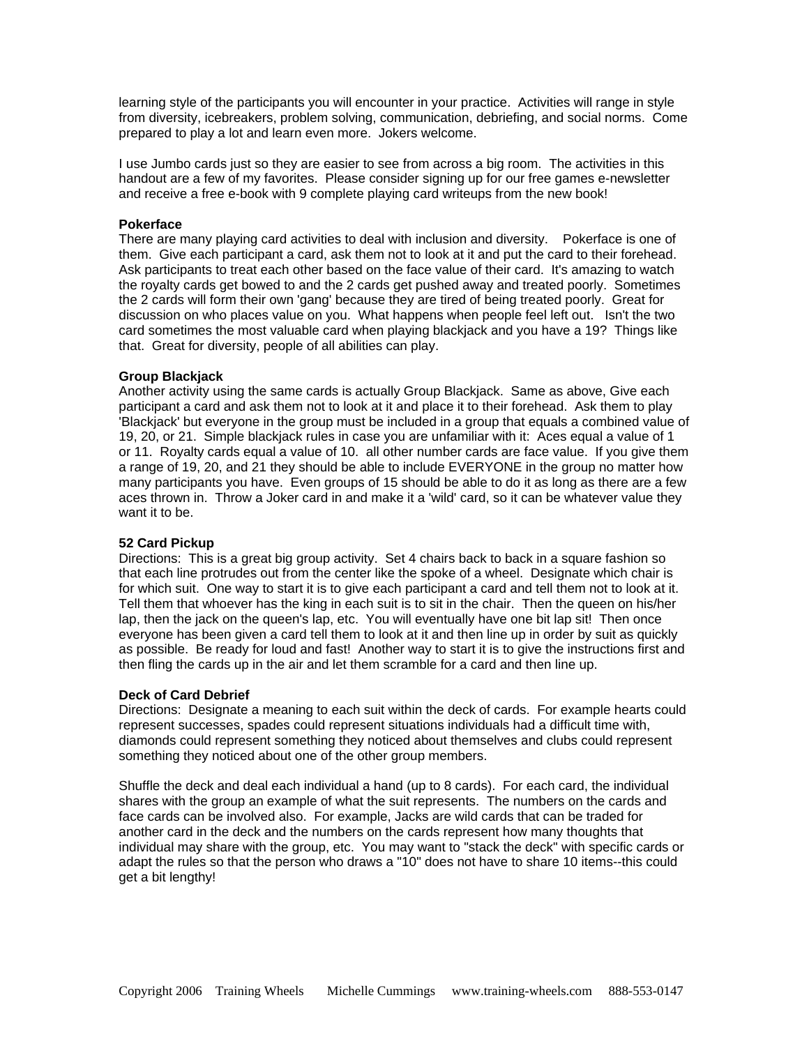learning style of the participants you will encounter in your practice. Activities will range in style from diversity, icebreakers, problem solving, communication, debriefing, and social norms. Come prepared to play a lot and learn even more. Jokers welcome.

I use Jumbo cards just so they are easier to see from across a big room. The activities in this handout are a few of my favorites. Please consider signing up for our free games e-newsletter and receive a free e-book with 9 complete playing card writeups from the new book!

**Pokerface**

There are many playing card activities to deal with inclusion and diversity. Pokerface is one of them. Give each participant a card, ask them not to look at it and put the card to their forehead. Ask participants to treat each other based on the face value of their card. It's amazing to watch the royalty cards get bowed to and the 2 cards get pushed away and treated poorly. Sometimes the 2 cards will form their own 'gang' because they are tired of being treated poorly. Great for discussion on who places value on you. What happens when people feel left out. Isn't the two card sometimes the most valuable card when playing blackjack and you have a 19? Things like that. Great for diversity, people of all abilities can play.

**Group Blackjack**

Another activity using the same cards is actually Group Blackjack. Same as above, Give each participant a card and ask them not to look at it and place it to their forehead. Ask them to play 'Blackjack' but everyone in the group must be included in a group that equals a combined value of 19, 20, or 21. Simple blackjack rules in case you are unfamiliar with it: Aces equal a value of 1 or 11. Royalty cards equal a value of 10. all other number cards are face value. If you give them a range of 19, 20, and 21 they should be able to include EVERYONE in the group no matter how many participants you have. Even groups of 15 should be able to do it as long as there are a few aces thrown in. Throw a Joker card in and make it a 'wild' card, so it can be whatever value they want it to be.

**52 Card Pickup**

Directions: This is a great big group activity. Set 4 chairs back to back in a square fashion so that each line protrudes out from the center like the spoke of a wheel. Designate which chair is for which suit. One way to start it is to give each participant a card and tell them not to look at it. Tell them that whoever has the king in each suit is to sit in the chair. Then the queen on his/her lap, then the jack on the queen's lap, etc. You will eventually have one bit lap sit! Then once everyone has been given a card tell them to look at it and then line up in order by suit as quickly as possible. Be ready for loud and fast! Another way to start it is to give the instructions first and then fling the cards up in the air and let them scramble for a card and then line up.

**Deck of Card Debrief**

Directions: Designate a meaning to each suit within the deck of cards. For example hearts could represent successes, spades could represent situations individuals had a difficult time with, diamonds could represent something they noticed about themselves and clubs could represent something they noticed about one of the other group members.

Shuffle the deck and deal each individual a hand (up to 8 cards). For each card, the individual shares with the group an example of what the suit represents. The numbers on the cards and face cards can be involved also. For example, Jacks are wild cards that can be traded for another card in the deck and the numbers on the cards represent how many thoughts that individual may share with the group, etc. You may want to "stack the deck" with specific cards or adapt the rules so that the person who draws a "10" does not have to share 10 items--this could get a bit lengthy!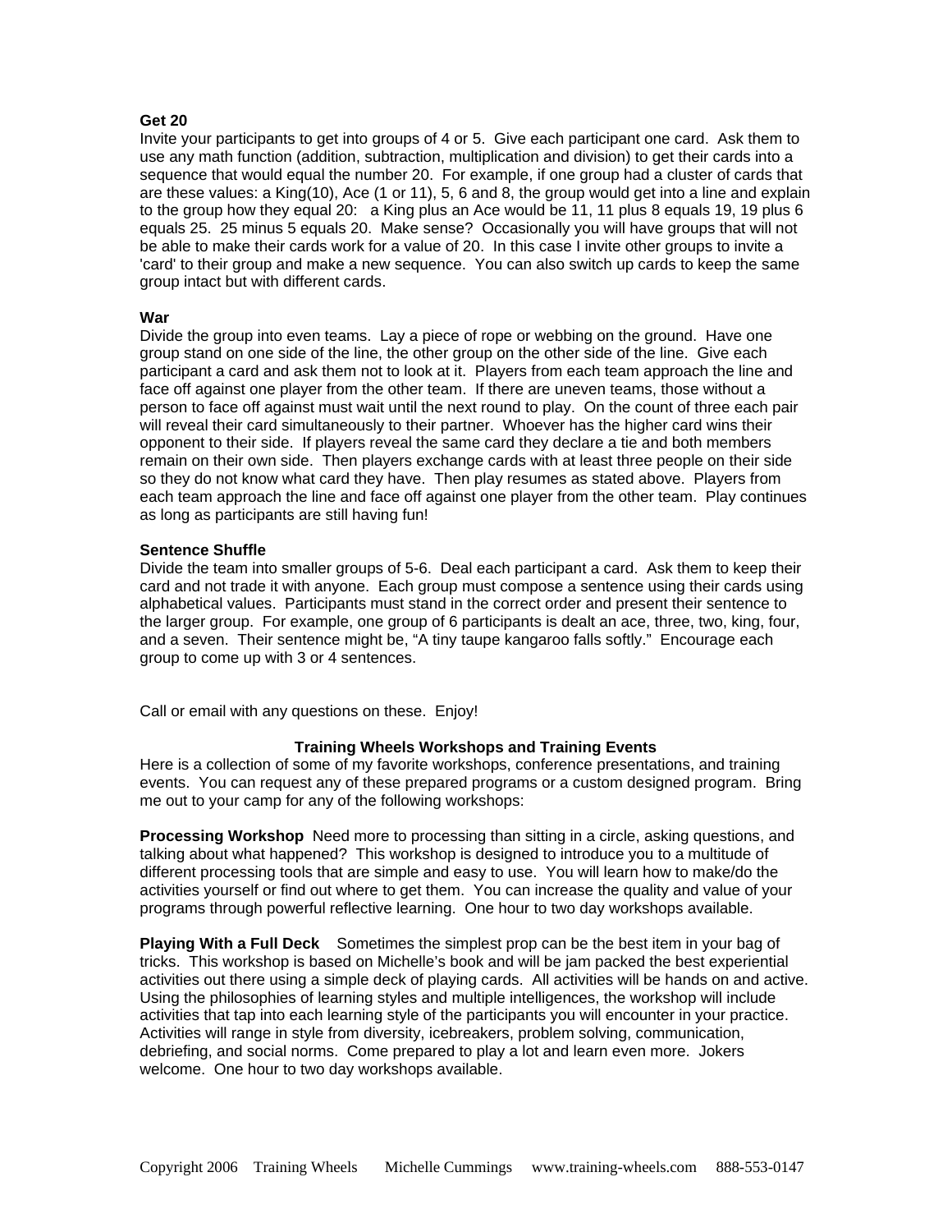**Get 20**

Invite your participants to get into groups of 4 or 5. Give each participant one card. Ask them to use any math function (addition, subtraction, multiplication and division) to get their cards into a sequence that would equal the number 20. For example, if one group had a cluster of cards that are these values: a King(10), Ace (1 or 11), 5, 6 and 8, the group would get into a line and explain to the group how they equal 20: a King plus an Ace would be 11, 11 plus 8 equals 19, 19 plus 6 equals 25. 25 minus 5 equals 20. Make sense? Occasionally you will have groups that will not be able to make their cards work for a value of 20. In this case I invite other groups to invite a 'card' to their group and make a new sequence. You can also switch up cards to keep the same group intact but with different cards.

**War**

Divide the group into even teams. Lay a piece of rope or webbing on the ground. Have one group stand on one side of the line, the other group on the other side of the line. Give each participant a card and ask them not to look at it. Players from each team approach the line and face off against one player from the other team. If there are uneven teams, those without a person to face off against must wait until the next round to play. On the count of three each pair will reveal their card simultaneously to their partner. Whoever has the higher card wins their opponent to their side. If players reveal the same card they declare a tie and both members remain on their own side. Then players exchange cards with at least three people on their side so they do not know what card they have. Then play resumes as stated above. Players from each team approach the line and face off against one player from the other team. Play continues as long as participants are still having fun!

**Sentence Shuffle**

Divide the team into smaller groups of 5-6. Deal each participant a card. Ask them to keep their card and not trade it with anyone. Each group must compose a sentence using their cards using alphabetical values. Participants must stand in the correct order and present their sentence to the larger group. For example, one group of 6 participants is dealt an ace, three, two, king, four, and a seven. Their sentence might be, "A tiny taupe kangaroo falls softly." Encourage each group to come up with 3 or 4 sentences.

Call or email with any questions on these. Enjoy!

**Training Wheels Workshops and Training Events**

Here is a collection of some of my favorite workshops, conference presentations, and training events. You can request any of these prepared programs or a custom designed program. Bring me out to your camp for any of the following workshops:

**Processing Workshop** Need more to processing than sitting in a circle, asking questions, and talking about what happened? This workshop is designed to introduce you to a multitude of different processing tools that are simple and easy to use. You will learn how to make/do the activities yourself or find out where to get them. You can increase the quality and value of your programs through powerful reflective learning. One hour to two day workshops available.

**Playing With a Full Deck** Sometimes the simplest prop can be the best item in your bag of tricks. This workshop is based on Michelle's book and will be jam packed the best experiential activities out there using a simple deck of playing cards. All activities will be hands on and active. Using the philosophies of learning styles and multiple intelligences, the workshop will include activities that tap into each learning style of the participants you will encounter in your practice. Activities will range in style from diversity, icebreakers, problem solving, communication, debriefing, and social norms. Come prepared to play a lot and learn even more. Jokers welcome. One hour to two day workshops available.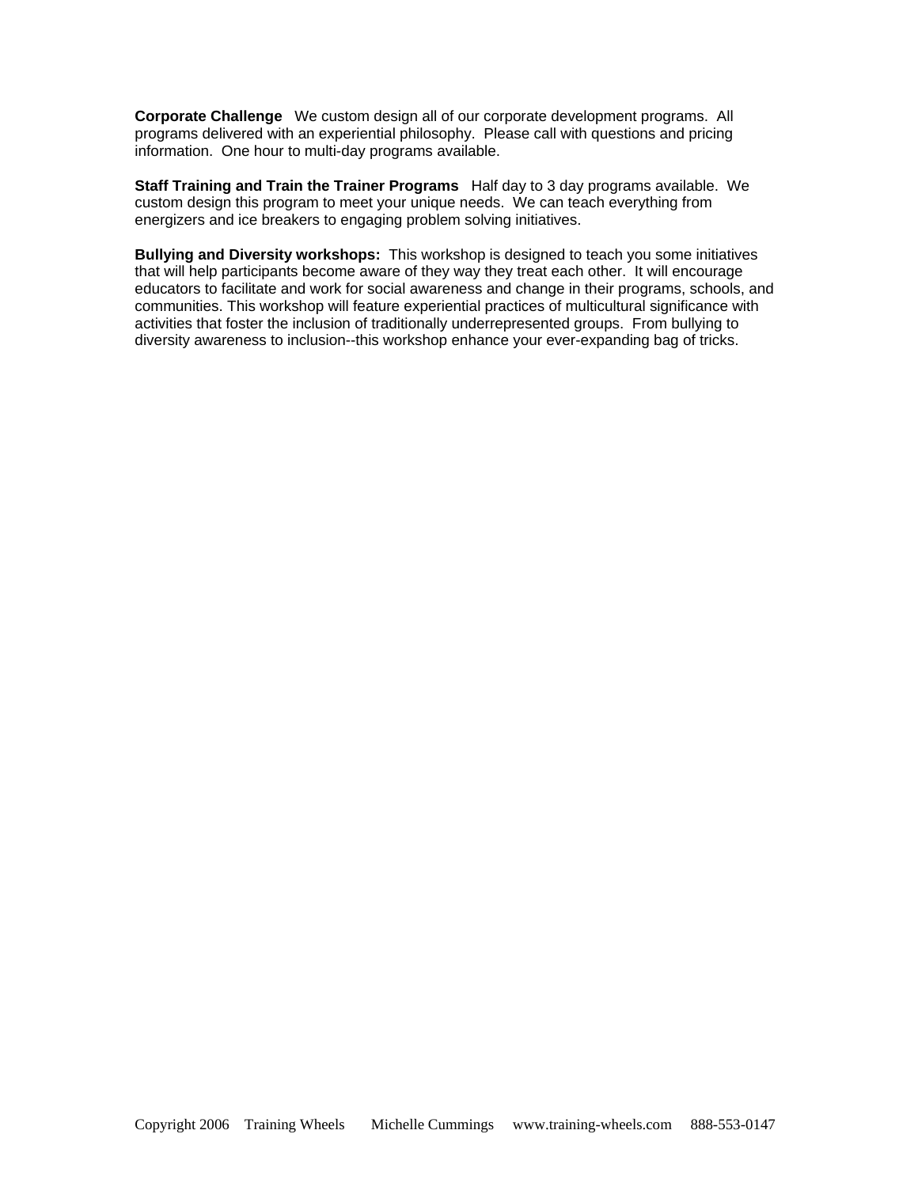**Corporate Challenge** We custom design all of our corporate development programs. All programs delivered with an experiential philosophy. Please call with questions and pricing information. One hour to multi-day programs available.

**Staff Training and Train the Trainer Programs** Half day to 3 day programs available. We custom design this program to meet your unique needs. We can teach everything from energizers and ice breakers to engaging problem solving initiatives.

**Bullying and Diversity workshops:** This workshop is designed to teach you some initiatives that will help participants become aware of they way they treat each other. It will encourage educators to facilitate and work for social awareness and change in their programs, schools, and communities. This workshop will feature experiential practices of multicultural significance with activities that foster the inclusion of traditionally underrepresented groups. From bullying to diversity awareness to inclusion--this workshop enhance your ever-expanding bag of tricks.